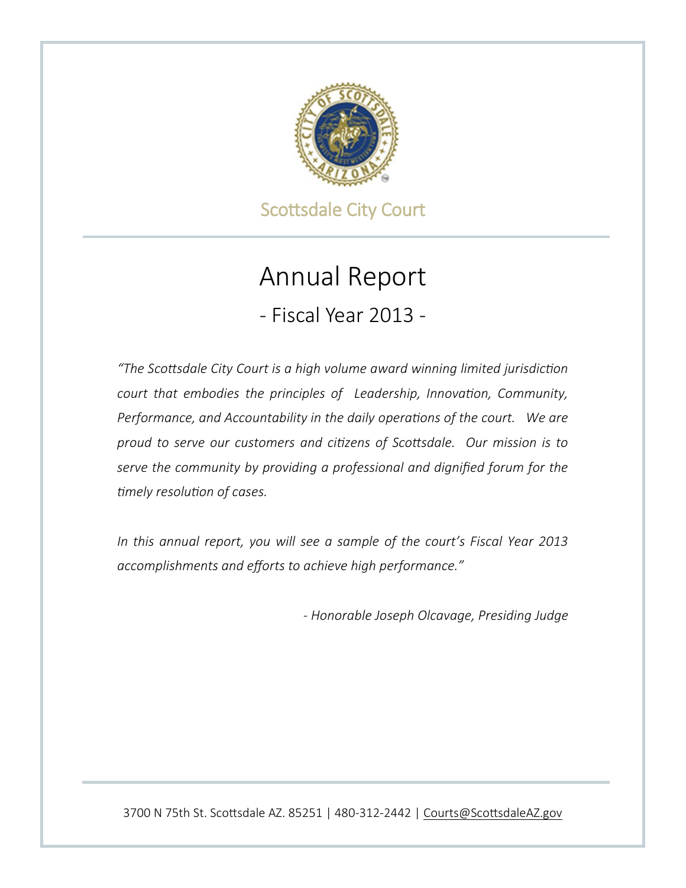Scottsdale City Court

# Annual Report

## - Fiscal Year 2013 -

*"The Scottsdale City Court is a high volume award winning limited jurisdiction court that embodies the principles of Leadership, Innovation, Community, Performance, and Accountability in the daily operations of the court. We are proud to serve our customers and citizens of Scottsdale. Our mission is to serve the community by providing a professional and dignified forum for the timely resolution of cases.*

*In this annual report, you will see a sample of the court's Fiscal Year 2013 accomplishments and efforts to achieve high performance."*

*- Honorable Joseph Olcavage, Presiding Judge*

3700 N 75th St. Scottsdale AZ. 85251 | 480-312-2442 | Courts@ScottsdaleAZ.gov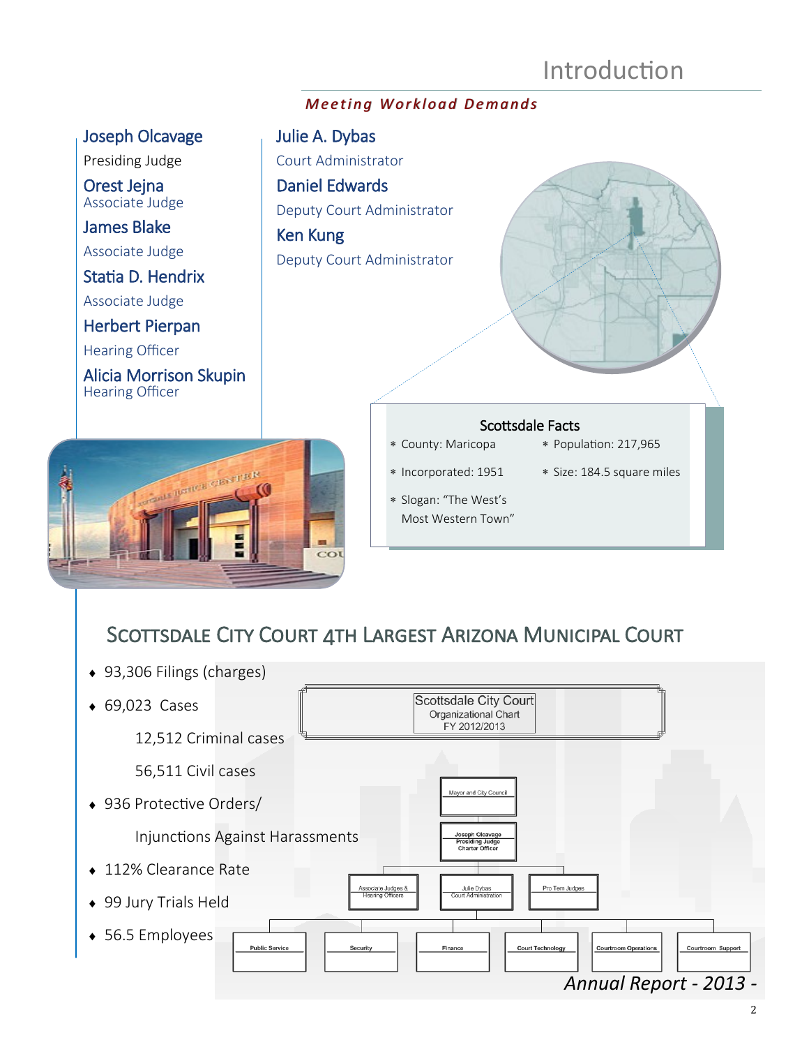# Introduction

***Meeting Workload Demands***

**Joseph Olcavage**
Presiding Judge

**Orest Jejna**
Associate Judge

**James Blake**
Associate Judge

**Statia D. Hendrix**
Associate Judge

**Herbert Pierpan**
Hearing Officer

**Alicia Morrison Skupin**
Hearing Officer

**Julie A. Dybas**
Court Administrator

**Daniel Edwards**
Deputy Court Administrator

**Ken Kung**
Deputy Court Administrator

### Scottsdale Facts

* County: Maricopa
* Population: 217,965
* Incorporated: 1951
* Size: 184.5 square miles
* Slogan: "The West's Most Western Town"

## Scottsdale City Court 4th Largest Arizona Municipal Court

- 93,306 Filings (charges)
- 69,023 Cases
  - 12,512 Criminal cases
  - 56,511 Civil cases
- 936 Protective Orders/ Injunctions Against Harassments
- 112% Clearance Rate
- 99 Jury Trials Held
- 56.5 Employees

**Scottsdale City Court**
Organizational Chart
FY 2012/2013

- Mayor and City Council
  - Joseph Olcavage, Presiding Judge, Charter Officer
    - Associate Judges & Hearing Officers
    - Julie Dybas, Court Administration
      - Public Service
      - Security
      - Finance
      - Court Technology
      - Courtroom Operations
      - Courtroom Support
    - Pro Tem Judges

*Annual Report - 2013 -*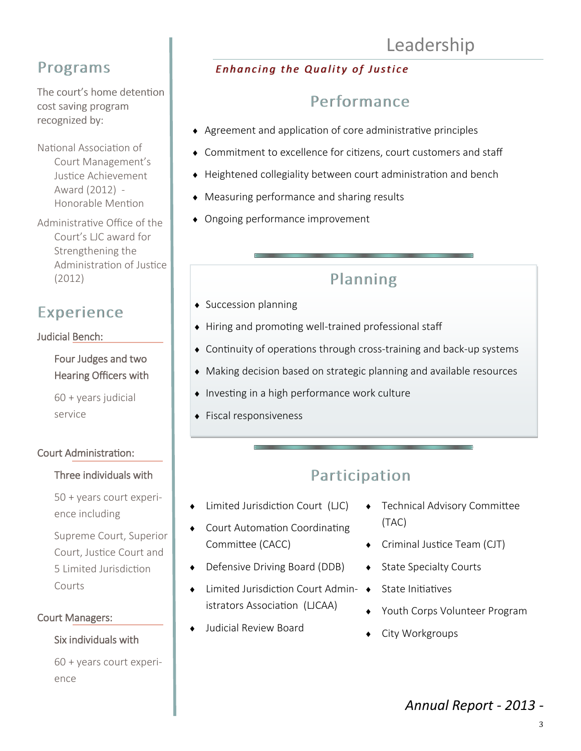## Programs

The court's home detention cost saving program recognized by:

National Association of Court Management's Justice Achievement Award (2012) - Honorable Mention

Administrative Office of the Court's LJC award for Strengthening the Administration of Justice (2012)

## Experience

Judicial Bench:

Four Judges and two Hearing Officers with

60 + years judicial service

Court Administration:

Three individuals with

50 + years court experience including

Supreme Court, Superior Court, Justice Court and 5 Limited Jurisdiction Courts

Court Managers:

Six individuals with

60 + years court experience

# Leadership

***Enhancing the Quality of Justice***

## Performance

- Agreement and application of core administrative principles
- Commitment to excellence for citizens, court customers and staff
- Heightened collegiality between court administration and bench
- Measuring performance and sharing results
- Ongoing performance improvement

## Planning

- Succession planning
- Hiring and promoting well-trained professional staff
- Continuity of operations through cross-training and back-up systems
- Making decision based on strategic planning and available resources
- Investing in a high performance work culture
- Fiscal responsiveness

## Participation

- Limited Jurisdiction Court (LJC)
- Court Automation Coordinating Committee (CACC)
- Defensive Driving Board (DDB)
- Limited Jurisdiction Court Administrators Association (LJCAA)
- Judicial Review Board
- Technical Advisory Committee (TAC)
- Criminal Justice Team (CJT)
- State Specialty Courts
- State Initiatives
- Youth Corps Volunteer Program
- City Workgroups

*Annual Report - 2013 -*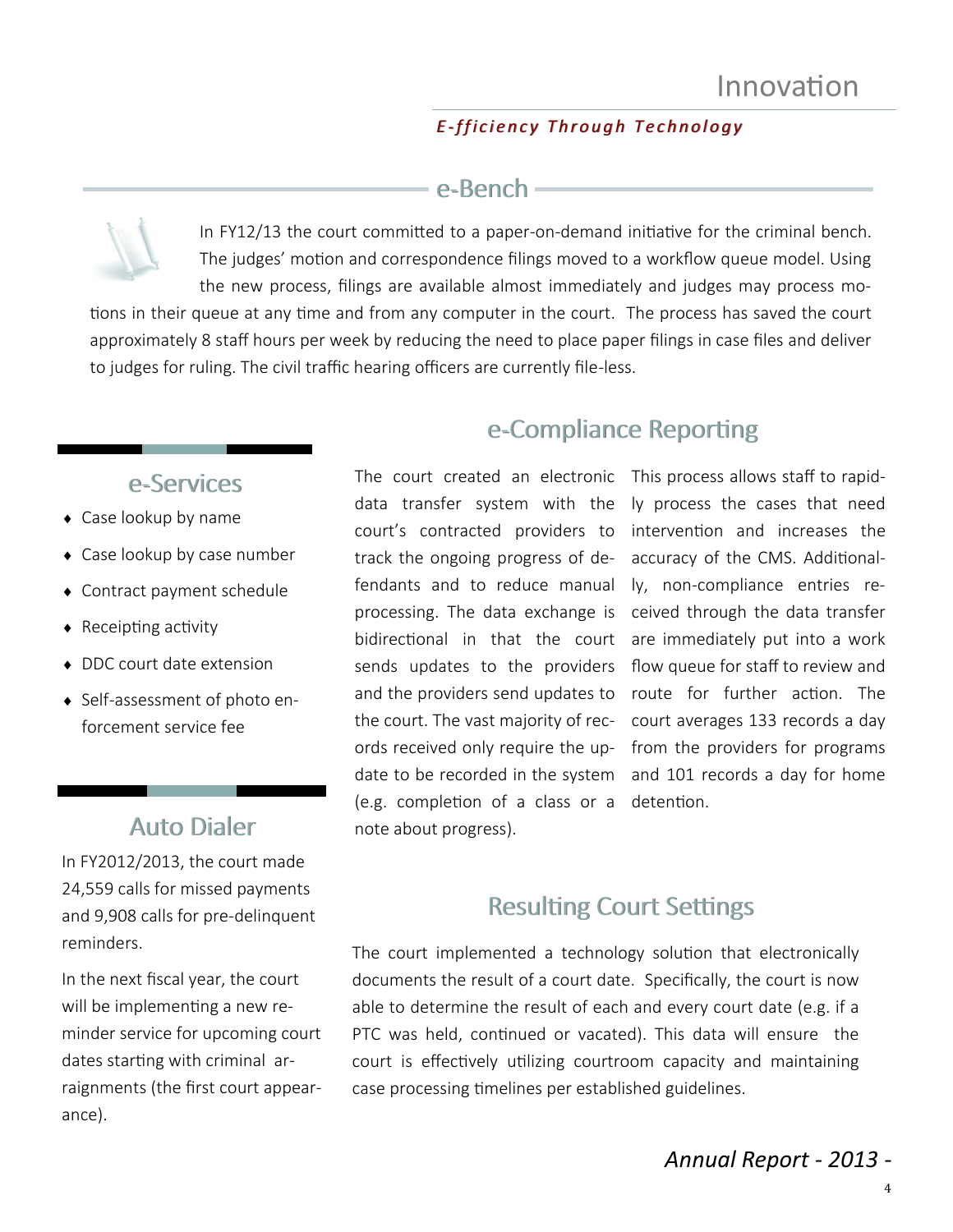# Innovation

***E-fficiency Through Technology***

## e-Bench

In FY12/13 the court committed to a paper-on-demand initiative for the criminal bench. The judges' motion and correspondence filings moved to a workflow queue model. Using the new process, filings are available almost immediately and judges may process motions in their queue at any time and from any computer in the court. The process has saved the court approximately 8 staff hours per week by reducing the need to place paper filings in case files and deliver to judges for ruling. The civil traffic hearing officers are currently file-less.

## e-Services

- Case lookup by name
- Case lookup by case number
- Contract payment schedule
- Receipting activity
- DDC court date extension
- Self-assessment of photo enforcement service fee

## Auto Dialer

In FY2012/2013, the court made 24,559 calls for missed payments and 9,908 calls for pre-delinquent reminders.

In the next fiscal year, the court will be implementing a new reminder service for upcoming court dates starting with criminal arraignments (the first court appearance).

## e-Compliance Reporting

The court created an electronic data transfer system with the court's contracted providers to track the ongoing progress of defendants and to reduce manual processing. The data exchange is bidirectional in that the court sends updates to the providers and the providers send updates to the court. The vast majority of records received only require the update to be recorded in the system (e.g. completion of a class or a note about progress). This process allows staff to rapidly process the cases that need intervention and increases the accuracy of the CMS. Additionally, non-compliance entries received through the data transfer are immediately put into a work flow queue for staff to review and route for further action. The court averages 133 records a day from the providers for programs and 101 records a day for home detention.

## Resulting Court Settings

The court implemented a technology solution that electronically documents the result of a court date. Specifically, the court is now able to determine the result of each and every court date (e.g. if a PTC was held, continued or vacated). This data will ensure the court is effectively utilizing courtroom capacity and maintaining case processing timelines per established guidelines.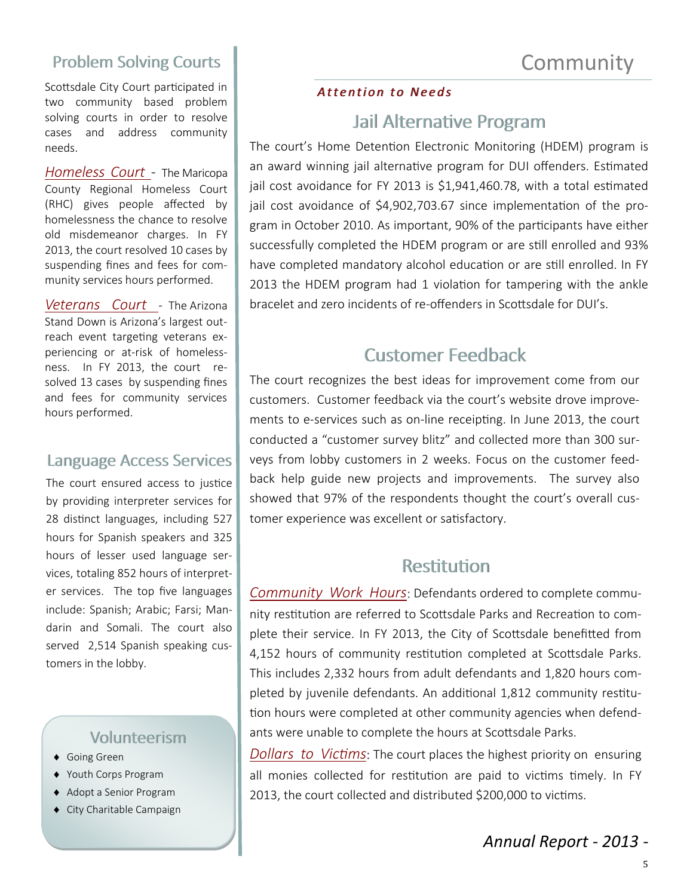## Problem Solving Courts

Scottsdale City Court participated in two community based problem solving courts in order to resolve cases and address community needs.

*Homeless Court* - The Maricopa County Regional Homeless Court (RHC) gives people affected by homelessness the chance to resolve old misdemeanor charges. In FY 2013, the court resolved 10 cases by suspending fines and fees for community services hours performed.

*Veterans Court* - The Arizona Stand Down is Arizona's largest outreach event targeting veterans experiencing or at-risk of homelessness. In FY 2013, the court resolved 13 cases by suspending fines and fees for community services hours performed.

## Language Access Services

The court ensured access to justice by providing interpreter services for 28 distinct languages, including 527 hours for Spanish speakers and 325 hours of lesser used language services, totaling 852 hours of interpreter services. The top five languages include: Spanish; Arabic; Farsi; Mandarin and Somali. The court also served 2,514 Spanish speaking customers in the lobby.

## Volunteerism

- Going Green
- Youth Corps Program
- Adopt a Senior Program
- City Charitable Campaign

# Community

***Attention to Needs***

## Jail Alternative Program

The court's Home Detention Electronic Monitoring (HDEM) program is an award winning jail alternative program for DUI offenders. Estimated jail cost avoidance for FY 2013 is $1,941,460.78, with a total estimated jail cost avoidance of $4,902,703.67 since implementation of the program in October 2010. As important, 90% of the participants have either successfully completed the HDEM program or are still enrolled and 93% have completed mandatory alcohol education or are still enrolled. In FY 2013 the HDEM program had 1 violation for tampering with the ankle bracelet and zero incidents of re-offenders in Scottsdale for DUI's.

## Customer Feedback

The court recognizes the best ideas for improvement come from our customers. Customer feedback via the court's website drove improvements to e-services such as on-line receipting. In June 2013, the court conducted a "customer survey blitz" and collected more than 300 surveys from lobby customers in 2 weeks. Focus on the customer feedback help guide new projects and improvements. The survey also showed that 97% of the respondents thought the court's overall customer experience was excellent or satisfactory.

## Restitution

*Community Work Hours*: Defendants ordered to complete community restitution are referred to Scottsdale Parks and Recreation to complete their service. In FY 2013, the City of Scottsdale benefitted from 4,152 hours of community restitution completed at Scottsdale Parks. This includes 2,332 hours from adult defendants and 1,820 hours completed by juvenile defendants. An additional 1,812 community restitution hours were completed at other community agencies when defendants were unable to complete the hours at Scottsdale Parks.

*Dollars to Victims*: The court places the highest priority on ensuring all monies collected for restitution are paid to victims timely. In FY 2013, the court collected and distributed $200,000 to victims.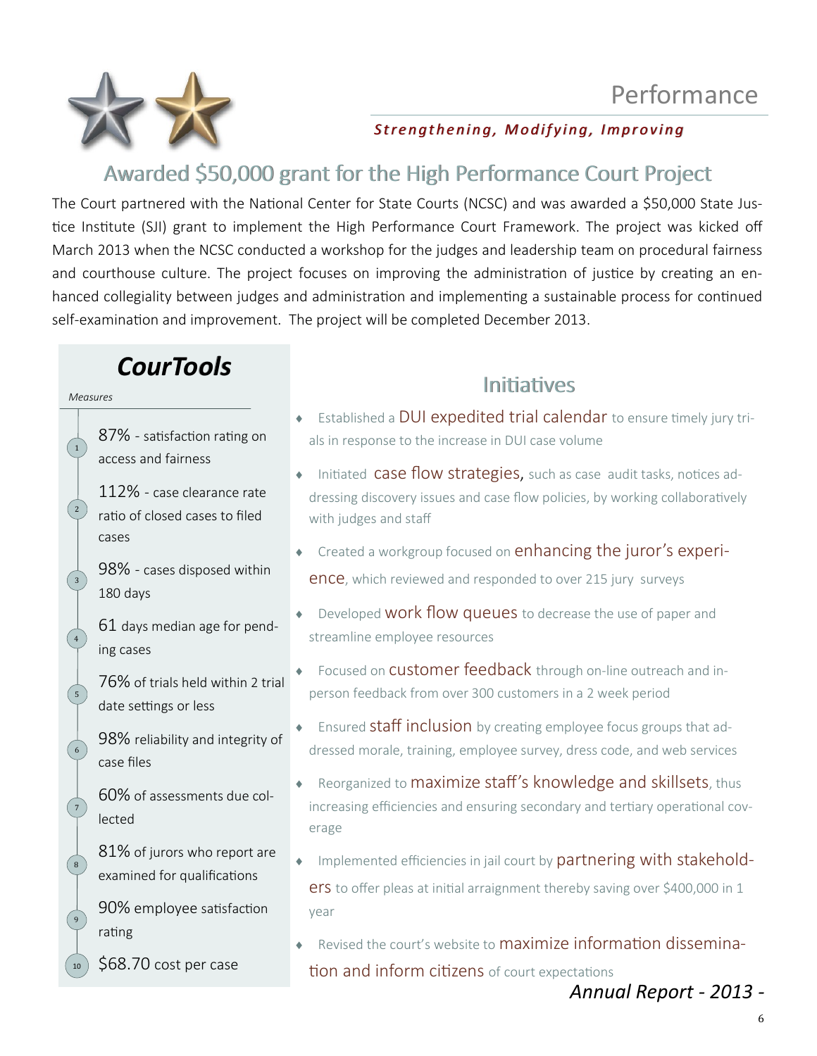# Performance

***Strengthening, Modifying, Improving***

## Awarded $50,000 grant for the High Performance Court Project

The Court partnered with the National Center for State Courts (NCSC) and was awarded a $50,000 State Justice Institute (SJI) grant to implement the High Performance Court Framework. The project was kicked off March 2013 when the NCSC conducted a workshop for the judges and leadership team on procedural fairness and courthouse culture. The project focuses on improving the administration of justice by creating an enhanced collegiality between judges and administration and implementing a sustainable process for continued self-examination and improvement. The project will be completed December 2013.

## *CourTools*

*Measures*

1. 87% - satisfaction rating on access and fairness
2. 112% - case clearance rate ratio of closed cases to filed cases
3. 98% - cases disposed within 180 days
4. 61 days median age for pending cases
5. 76% of trials held within 2 trial date settings or less
6. 98% reliability and integrity of case files
7. 60% of assessments due collected
8. 81% of jurors who report are examined for qualifications
9. 90% employee satisfaction rating
10. $68.70 cost per case

## Initiatives

- Established a DUI expedited trial calendar to ensure timely jury trials in response to the increase in DUI case volume
- Initiated case flow strategies, such as case audit tasks, notices addressing discovery issues and case flow policies, by working collaboratively with judges and staff
- Created a workgroup focused on enhancing the juror's experience, which reviewed and responded to over 215 jury surveys
- Developed work flow queues to decrease the use of paper and streamline employee resources
- Focused on customer feedback through on-line outreach and in-person feedback from over 300 customers in a 2 week period
- Ensured staff inclusion by creating employee focus groups that addressed morale, training, employee survey, dress code, and web services
- Reorganized to maximize staff's knowledge and skillsets, thus increasing efficiencies and ensuring secondary and tertiary operational coverage
- Implemented efficiencies in jail court by partnering with stakeholders to offer pleas at initial arraignment thereby saving over $400,000 in 1 year
- Revised the court's website to maximize information dissemination and inform citizens of court expectations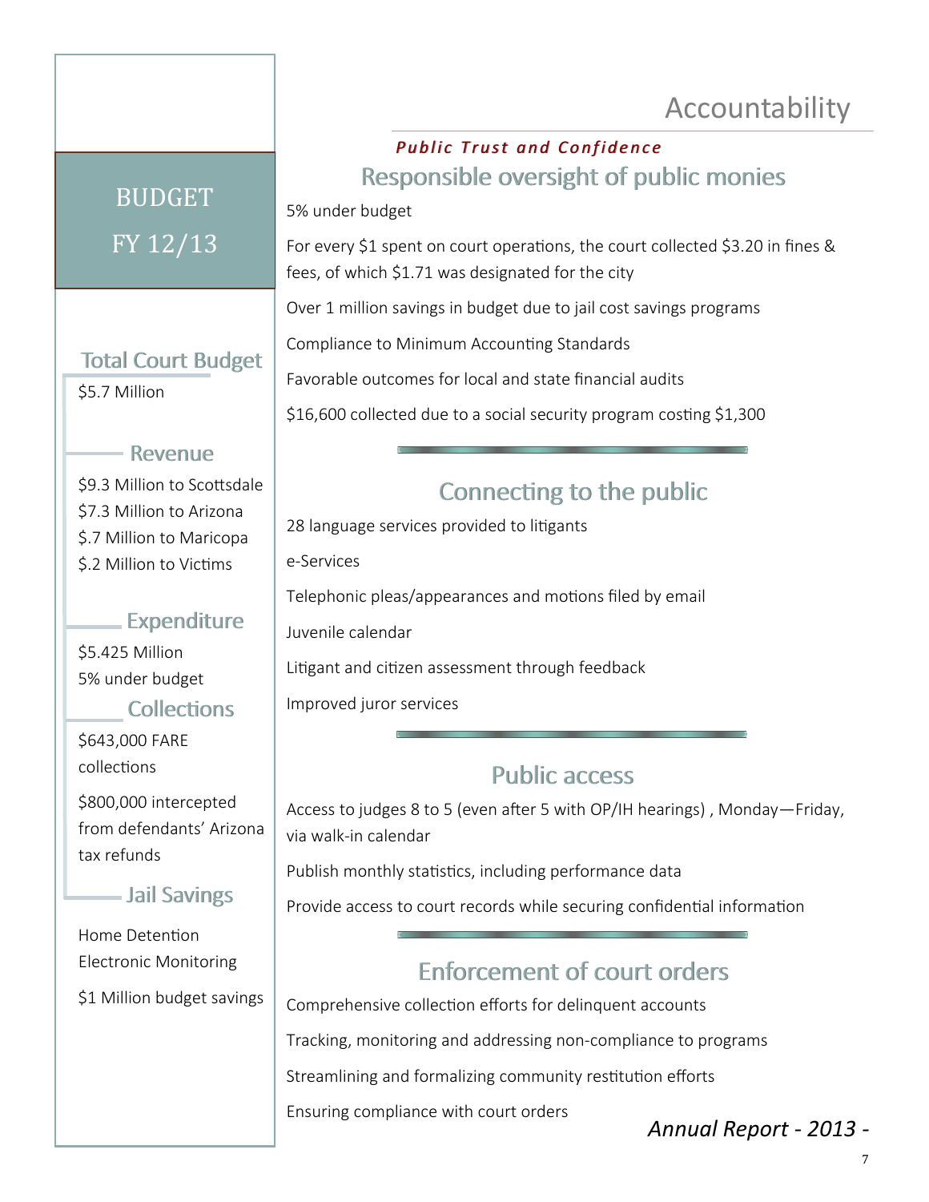# Accountability

## BUDGET FY 12/13

### Total Court Budget

$5.7 Million

### Revenue

$9.3 Million to Scottsdale
$7.3 Million to Arizona
$.7 Million to Maricopa
$.2 Million to Victims

### Expenditure

$5.425 Million
5% under budget

### Collections

$643,000 FARE collections

$800,000 intercepted from defendants' Arizona tax refunds

### Jail Savings

Home Detention
Electronic Monitoring

$1 Million budget savings

***Public Trust and Confidence***

## Responsible oversight of public monies

5% under budget

For every $1 spent on court operations, the court collected $3.20 in fines & fees, of which $1.71 was designated for the city

Over 1 million savings in budget due to jail cost savings programs

Compliance to Minimum Accounting Standards

Favorable outcomes for local and state financial audits

$16,600 collected due to a social security program costing $1,300

## Connecting to the public

28 language services provided to litigants

e-Services

Telephonic pleas/appearances and motions filed by email

Juvenile calendar

Litigant and citizen assessment through feedback

Improved juror services

## Public access

Access to judges 8 to 5 (even after 5 with OP/IH hearings) , Monday—Friday, via walk-in calendar

Publish monthly statistics, including performance data

Provide access to court records while securing confidential information

## Enforcement of court orders

Comprehensive collection efforts for delinquent accounts

Tracking, monitoring and addressing non-compliance to programs

Streamlining and formalizing community restitution efforts

Ensuring compliance with court orders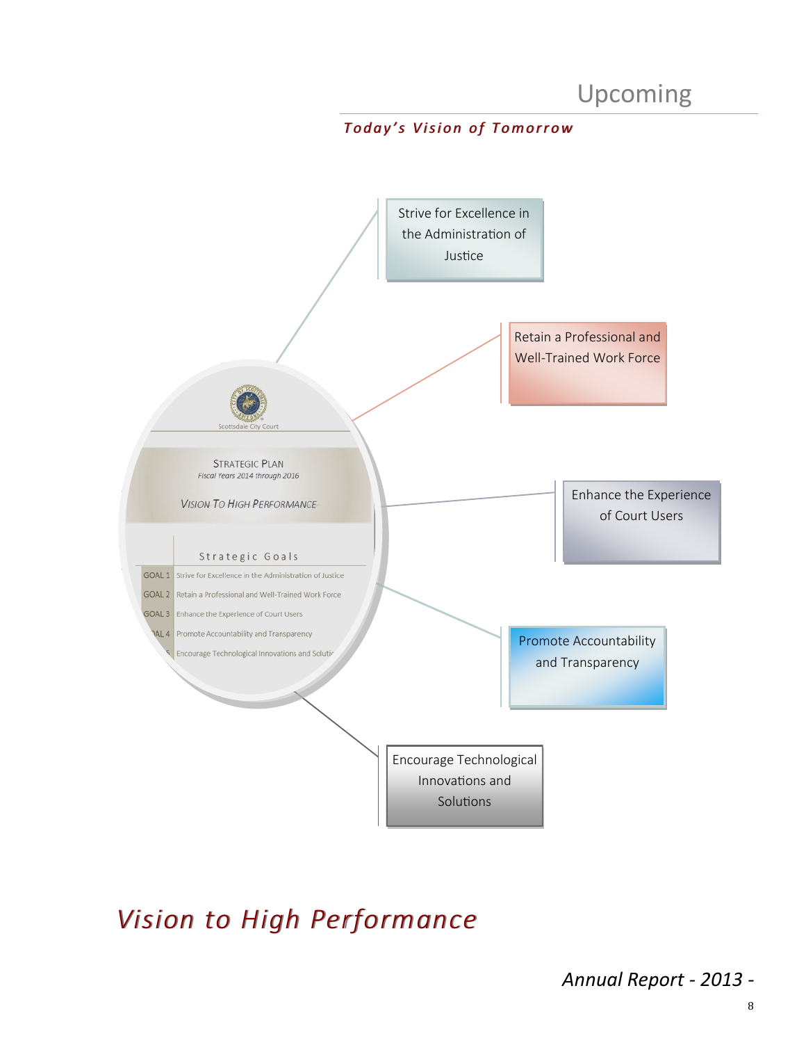## Upcoming

***Today's Vision of Tomorrow***

Scottsdale City Court

STRATEGIC PLAN

*Fiscal Years 2014 through 2016*

VISION TO HIGH PERFORMANCE

Strategic Goals

GOAL 1 Strive for Excellence in the Administration of Justice

GOAL 2 Retain a Professional and Well-Trained Work Force

GOAL 3 Enhance the Experience of Court Users

GOAL 4 Promote Accountability and Transparency

GOAL 5 Encourage Technological Innovations and Solutions

Strive for Excellence in the Administration of Justice

Retain a Professional and Well-Trained Work Force

Enhance the Experience of Court Users

Promote Accountability and Transparency

Encourage Technological Innovations and Solutions

# *Vision to High Performance*

*Annual Report - 2013 -*